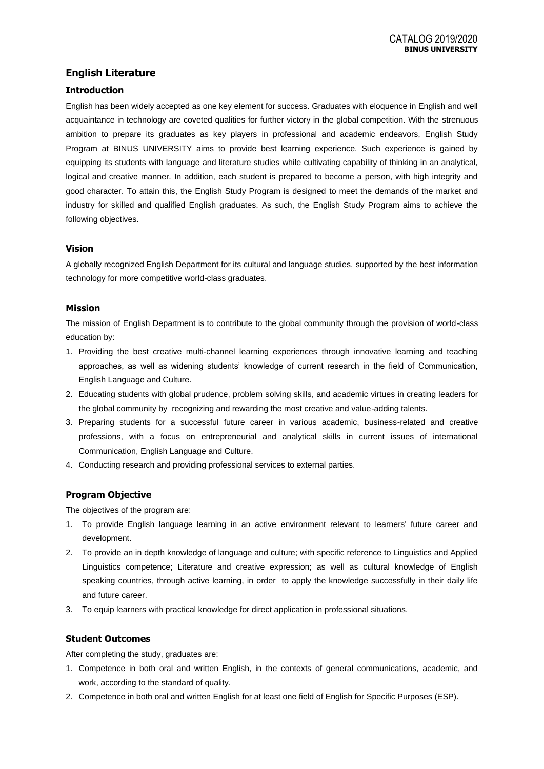## English Literature

### Introduction

English has been widely accepted as one key element for success. Graduates with eloquence in English and well acquaintance in technology are coveted qualities for further victory in the global competition. With the strenuous ambition to prepare its graduates as key players in professional and academic endeavors, English Study Program at BINUS UNIVERSITY aims to provide best learning experience. Such experience is gained by equipping its students with language and literature studies while cultivating capability of thinking in an analytical, logical and creative manner. In addition, each student is prepared to become a person, with high integrity and good character. To attain this, the English Study Program is designed to meet the demands of the market and industry for skilled and qualified English graduates. As such, the English Study Program aims to achieve the following objectives.

### Vision

A globally recognized English Department for its cultural and language studies, supported by the best information technology for more competitive world-class graduates.

### Mission

The mission of English Department is to contribute to the global community through the provision of world-class education by:

1. Providing the best creative multi-channel learning experiences through innovative learning and teaching approaches, as well as widening students' knowledge of current research in the field of Communication, English Language and Culture.
2. Educating students with global prudence, problem solving skills, and academic virtues in creating leaders for the global community by recognizing and rewarding the most creative and value-adding talents.
3. Preparing students for a successful future career in various academic, business-related and creative professions, with a focus on entrepreneurial and analytical skills in current issues of international Communication, English Language and Culture.
4. Conducting research and providing professional services to external parties.

### Program Objective

The objectives of the program are:

1. To provide English language learning in an active environment relevant to learners' future career and development.
2. To provide an in depth knowledge of language and culture; with specific reference to Linguistics and Applied Linguistics competence; Literature and creative expression; as well as cultural knowledge of English speaking countries, through active learning, in order to apply the knowledge successfully in their daily life and future career.
3. To equip learners with practical knowledge for direct application in professional situations.

### Student Outcomes

After completing the study, graduates are:

1. Competence in both oral and written English, in the contexts of general communications, academic, and work, according to the standard of quality.
2. Competence in both oral and written English for at least one field of English for Specific Purposes (ESP).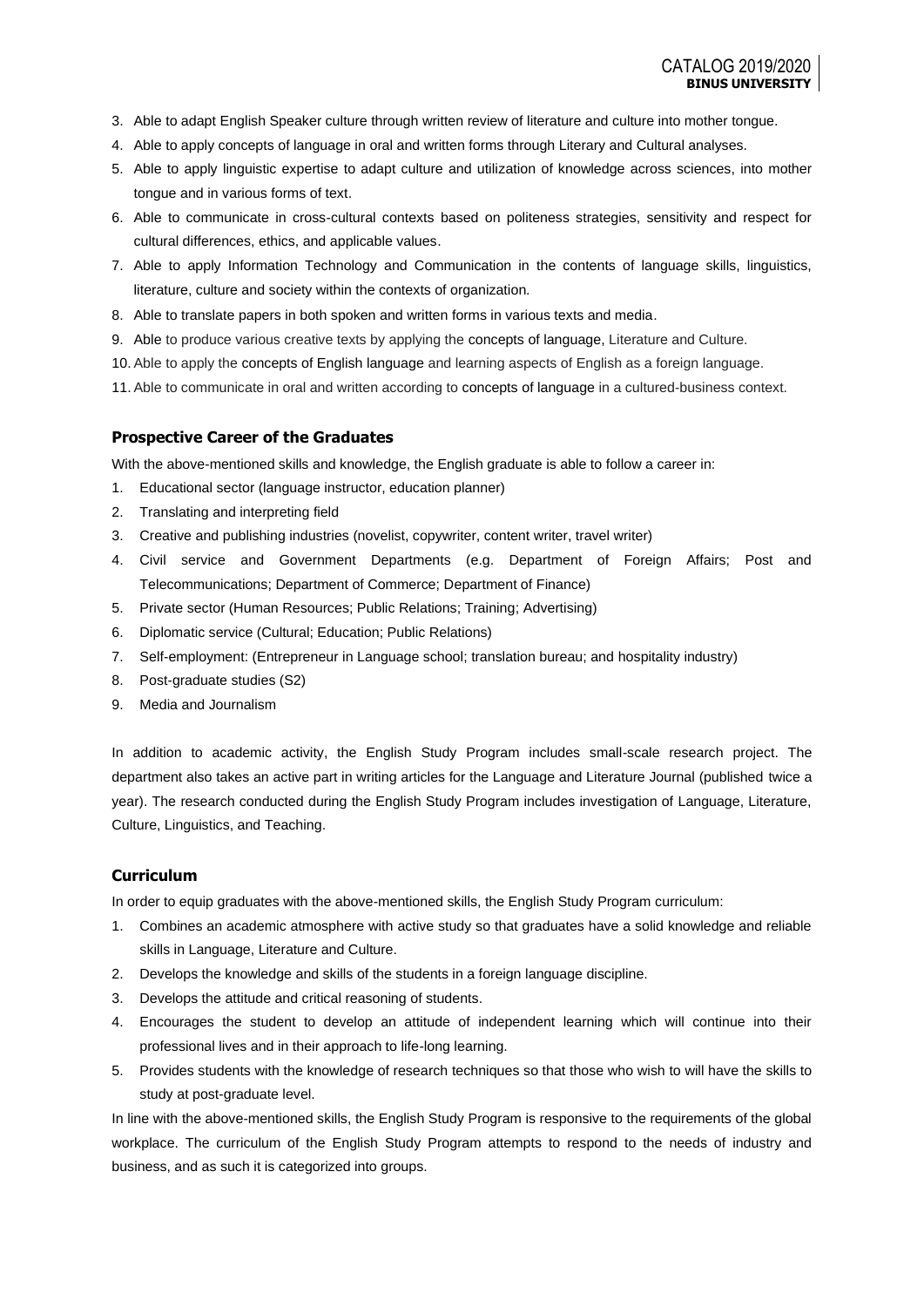3. Able to adapt English Speaker culture through written review of literature and culture into mother tongue.
4. Able to apply concepts of language in oral and written forms through Literary and Cultural analyses.
5. Able to apply linguistic expertise to adapt culture and utilization of knowledge across sciences, into mother tongue and in various forms of text.
6. Able to communicate in cross-cultural contexts based on politeness strategies, sensitivity and respect for cultural differences, ethics, and applicable values.
7. Able to apply Information Technology and Communication in the contents of language skills, linguistics, literature, culture and society within the contexts of organization.
8. Able to translate papers in both spoken and written forms in various texts and media.
9. Able to produce various creative texts by applying the concepts of language, Literature and Culture.
10. Able to apply the concepts of English language and learning aspects of English as a foreign language.
11. Able to communicate in oral and written according to concepts of language in a cultured-business context.

### Prospective Career of the Graduates

With the above-mentioned skills and knowledge, the English graduate is able to follow a career in:

1. Educational sector (language instructor, education planner)
2. Translating and interpreting field
3. Creative and publishing industries (novelist, copywriter, content writer, travel writer)
4. Civil service and Government Departments (e.g. Department of Foreign Affairs; Post and Telecommunications; Department of Commerce; Department of Finance)
5. Private sector (Human Resources; Public Relations; Training; Advertising)
6. Diplomatic service (Cultural; Education; Public Relations)
7. Self-employment: (Entrepreneur in Language school; translation bureau; and hospitality industry)
8. Post-graduate studies (S2)
9. Media and Journalism

In addition to academic activity, the English Study Program includes small-scale research project. The department also takes an active part in writing articles for the Language and Literature Journal (published twice a year). The research conducted during the English Study Program includes investigation of Language, Literature, Culture, Linguistics, and Teaching.

### Curriculum

In order to equip graduates with the above-mentioned skills, the English Study Program curriculum:

1. Combines an academic atmosphere with active study so that graduates have a solid knowledge and reliable skills in Language, Literature and Culture.
2. Develops the knowledge and skills of the students in a foreign language discipline.
3. Develops the attitude and critical reasoning of students.
4. Encourages the student to develop an attitude of independent learning which will continue into their professional lives and in their approach to life-long learning.
5. Provides students with the knowledge of research techniques so that those who wish to will have the skills to study at post-graduate level.

In line with the above-mentioned skills, the English Study Program is responsive to the requirements of the global workplace. The curriculum of the English Study Program attempts to respond to the needs of industry and business, and as such it is categorized into groups.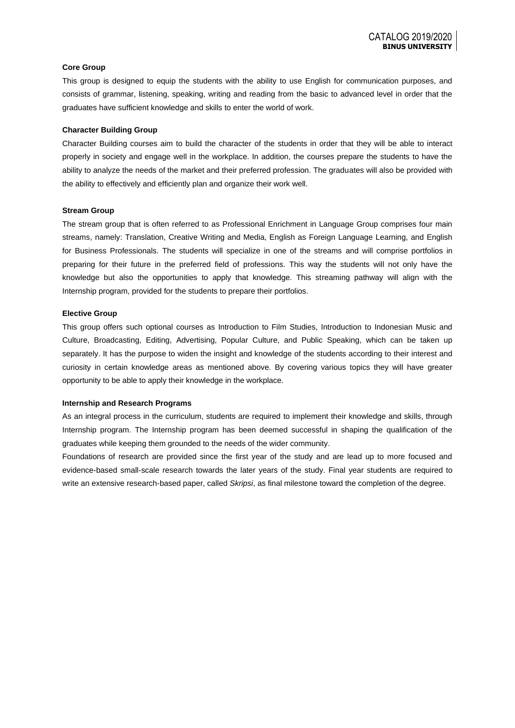**Core Group**

This group is designed to equip the students with the ability to use English for communication purposes, and consists of grammar, listening, speaking, writing and reading from the basic to advanced level in order that the graduates have sufficient knowledge and skills to enter the world of work.

**Character Building Group**

Character Building courses aim to build the character of the students in order that they will be able to interact properly in society and engage well in the workplace. In addition, the courses prepare the students to have the ability to analyze the needs of the market and their preferred profession. The graduates will also be provided with the ability to effectively and efficiently plan and organize their work well.

**Stream Group**

The stream group that is often referred to as Professional Enrichment in Language Group comprises four main streams, namely: Translation, Creative Writing and Media, English as Foreign Language Learning, and English for Business Professionals. The students will specialize in one of the streams and will comprise portfolios in preparing for their future in the preferred field of professions. This way the students will not only have the knowledge but also the opportunities to apply that knowledge. This streaming pathway will align with the Internship program, provided for the students to prepare their portfolios.

**Elective Group**

This group offers such optional courses as Introduction to Film Studies, Introduction to Indonesian Music and Culture, Broadcasting, Editing, Advertising, Popular Culture, and Public Speaking, which can be taken up separately. It has the purpose to widen the insight and knowledge of the students according to their interest and curiosity in certain knowledge areas as mentioned above. By covering various topics they will have greater opportunity to be able to apply their knowledge in the workplace.

**Internship and Research Programs**

As an integral process in the curriculum, students are required to implement their knowledge and skills, through Internship program. The Internship program has been deemed successful in shaping the qualification of the graduates while keeping them grounded to the needs of the wider community.

Foundations of research are provided since the first year of the study and are lead up to more focused and evidence-based small-scale research towards the later years of the study. Final year students are required to write an extensive research-based paper, called *Skripsi*, as final milestone toward the completion of the degree.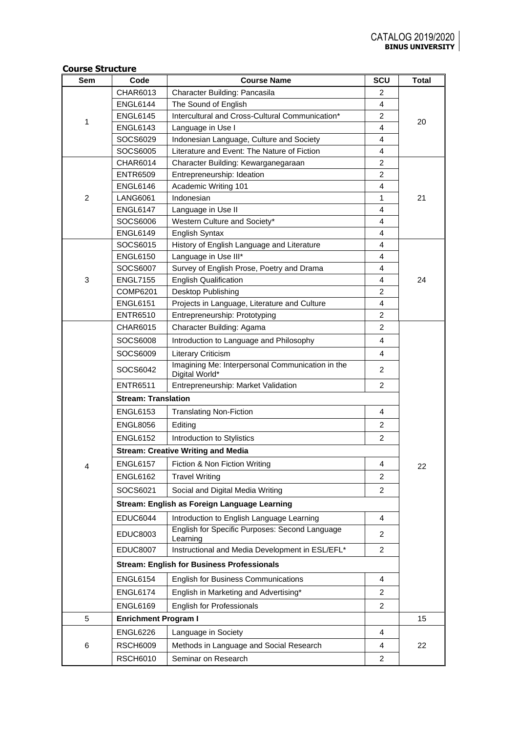**Course Structure**

| Sem | Code | Course Name | SCU | Total |
|---|---|---|---|---|
| 1 | CHAR6013 | Character Building: Pancasila | 2 | 20 |
| | ENGL6144 | The Sound of English | 4 | |
| | ENGL6145 | Intercultural and Cross-Cultural Communication* | 2 | |
| | ENGL6143 | Language in Use I | 4 | |
| | SOCS6029 | Indonesian Language, Culture and Society | 4 | |
| | SOCS6005 | Literature and Event: The Nature of Fiction | 4 | |
| 2 | CHAR6014 | Character Building: Kewarganegaraan | 2 | 21 |
| | ENTR6509 | Entrepreneurship: Ideation | 2 | |
| | ENGL6146 | Academic Writing 101 | 4 | |
| | LANG6061 | Indonesian | 1 | |
| | ENGL6147 | Language in Use II | 4 | |
| | SOCS6006 | Western Culture and Society* | 4 | |
| | ENGL6149 | English Syntax | 4 | |
| 3 | SOCS6015 | History of English Language and Literature | 4 | 24 |
| | ENGL6150 | Language in Use III* | 4 | |
| | SOCS6007 | Survey of English Prose, Poetry and Drama | 4 | |
| | ENGL7155 | English Qualification | 4 | |
| | COMP6201 | Desktop Publishing | 2 | |
| | ENGL6151 | Projects in Language, Literature and Culture | 4 | |
| | ENTR6510 | Entrepreneurship: Prototyping | 2 | |
| 4 | CHAR6015 | Character Building: Agama | 2 | 22 |
| | SOCS6008 | Introduction to Language and Philosophy | 4 | |
| | SOCS6009 | Literary Criticism | 4 | |
| | SOCS6042 | Imagining Me: Interpersonal Communication in the Digital World* | 2 | |
| | ENTR6511 | Entrepreneurship: Market Validation | 2 | |
| | **Stream: Translation** | | | |
| | ENGL6153 | Translating Non-Fiction | 4 | |
| | ENGL8056 | Editing | 2 | |
| | ENGL6152 | Introduction to Stylistics | 2 | |
| | **Stream: Creative Writing and Media** | | | |
| | ENGL6157 | Fiction & Non Fiction Writing | 4 | |
| | ENGL6162 | Travel Writing | 2 | |
| | SOCS6021 | Social and Digital Media Writing | 2 | |
| | **Stream: English as Foreign Language Learning** | | | |
| | EDUC6044 | Introduction to English Language Learning | 4 | |
| | EDUC8003 | English for Specific Purposes: Second Language Learning | 2 | |
| | EDUC8007 | Instructional and Media Development in ESL/EFL* | 2 | |
| | **Stream: English for Business Professionals** | | | |
| | ENGL6154 | English for Business Communications | 4 | |
| | ENGL6174 | English in Marketing and Advertising* | 2 | |
| | ENGL6169 | English for Professionals | 2 | |
| 5 | **Enrichment Program I** | | | 15 |
| 6 | ENGL6226 | Language in Society | 4 | 22 |
| | RSCH6009 | Methods in Language and Social Research | 4 | |
| | RSCH6010 | Seminar on Research | 2 | |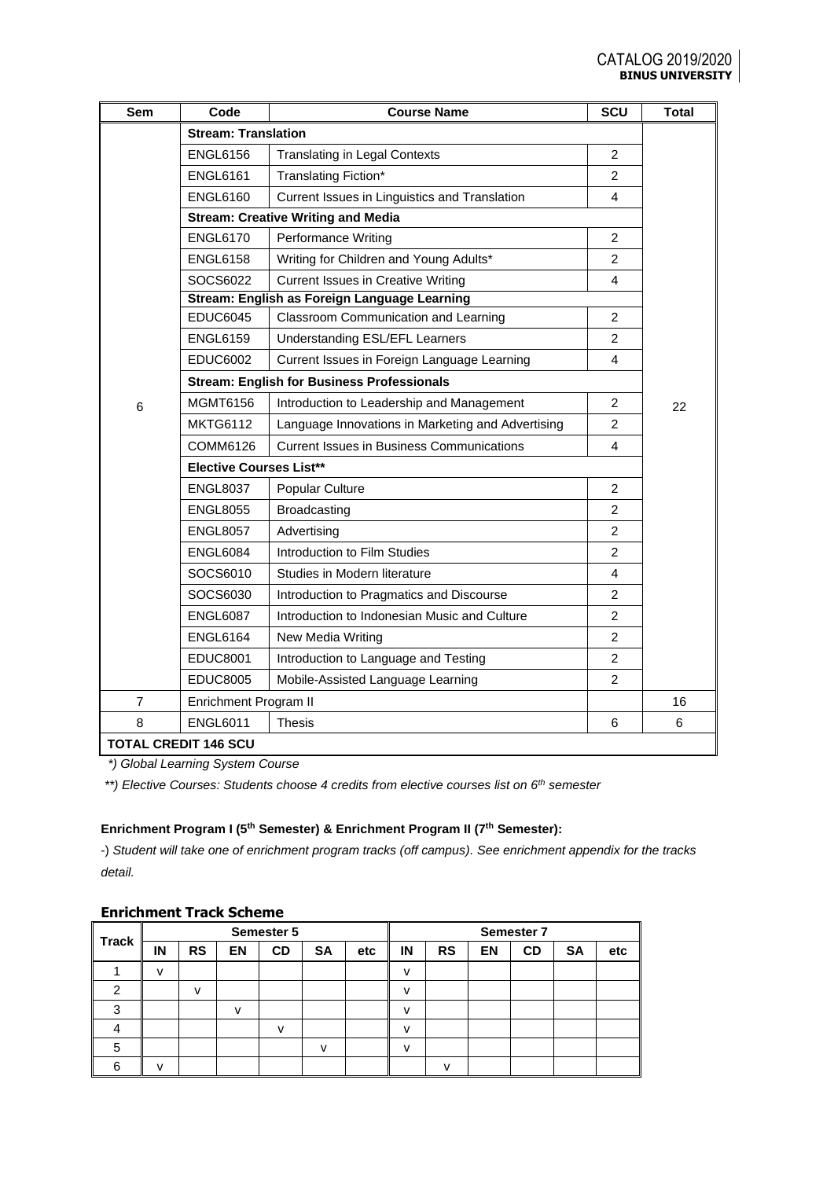| Sem | Code | Course Name | SCU | Total |
|---|---|---|---|---|
| 6 | **Stream: Translation** | | | 22 |
| | ENGL6156 | Translating in Legal Contexts | 2 | |
| | ENGL6161 | Translating Fiction* | 2 | |
| | ENGL6160 | Current Issues in Linguistics and Translation | 4 | |
| | **Stream: Creative Writing and Media** | | | |
| | ENGL6170 | Performance Writing | 2 | |
| | ENGL6158 | Writing for Children and Young Adults* | 2 | |
| | SOCS6022 | Current Issues in Creative Writing | 4 | |
| | **Stream: English as Foreign Language Learning** | | | |
| | EDUC6045 | Classroom Communication and Learning | 2 | |
| | ENGL6159 | Understanding ESL/EFL Learners | 2 | |
| | EDUC6002 | Current Issues in Foreign Language Learning | 4 | |
| | **Stream: English for Business Professionals** | | | |
| | MGMT6156 | Introduction to Leadership and Management | 2 | |
| | MKTG6112 | Language Innovations in Marketing and Advertising | 2 | |
| | COMM6126 | Current Issues in Business Communications | 4 | |
| | **Elective Courses List**** | | | |
| | ENGL8037 | Popular Culture | 2 | |
| | ENGL8055 | Broadcasting | 2 | |
| | ENGL8057 | Advertising | 2 | |
| | ENGL6084 | Introduction to Film Studies | 2 | |
| | SOCS6010 | Studies in Modern literature | 4 | |
| | SOCS6030 | Introduction to Pragmatics and Discourse | 2 | |
| | ENGL6087 | Introduction to Indonesian Music and Culture | 2 | |
| | ENGL6164 | New Media Writing | 2 | |
| | EDUC8001 | Introduction to Language and Testing | 2 | |
| | EDUC8005 | Mobile-Assisted Language Learning | 2 | |
| 7 | Enrichment Program II | | | 16 |
| 8 | ENGL6011 | Thesis | 6 | 6 |
| **TOTAL CREDIT 146 SCU** | | | | |

*) Global Learning System Course

**) Elective Courses: Students choose 4 credits from elective courses list on 6th semester

**Enrichment Program I (5th Semester) & Enrichment Program II (7th Semester):**

-) *Student will take one of enrichment program tracks (off campus). See enrichment appendix for the tracks detail.*

### Enrichment Track Scheme

| Track | Semester 5 | | | | | | Semester 7 | | | | | |
|---|---|---|---|---|---|---|---|---|---|---|---|---|
| | IN | RS | EN | CD | SA | etc | IN | RS | EN | CD | SA | etc |
| 1 | v | | | | | | v | | | | | |
| 2 | | v | | | | | v | | | | | |
| 3 | | | v | | | | v | | | | | |
| 4 | | | | v | | | v | | | | | |
| 5 | | | | | v | | v | | | | | |
| 6 | v | | | | | | | v | | | | |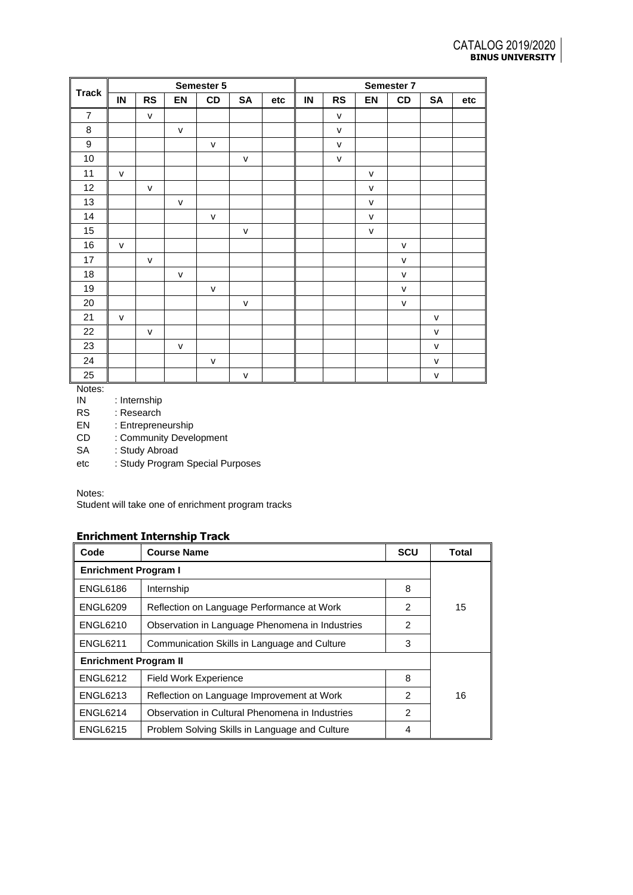| Track | Semester 5 | | | | | | Semester 7 | | | | | |
|---|---|---|---|---|---|---|---|---|---|---|---|---|
| | IN | RS | EN | CD | SA | etc | IN | RS | EN | CD | SA | etc |
| 7 | | v | | | | | | v | | | | |
| 8 | | | v | | | | | v | | | | |
| 9 | | | | v | | | | v | | | | |
| 10 | | | | | v | | | v | | | | |
| 11 | v | | | | | | | | v | | | |
| 12 | | v | | | | | | | v | | | |
| 13 | | | v | | | | | | v | | | |
| 14 | | | | v | | | | | v | | | |
| 15 | | | | | v | | | | v | | | |
| 16 | v | | | | | | | | | v | | |
| 17 | | v | | | | | | | | v | | |
| 18 | | | v | | | | | | | v | | |
| 19 | | | | v | | | | | | v | | |
| 20 | | | | | v | | | | | v | | |
| 21 | v | | | | | | | | | | v | |
| 22 | | v | | | | | | | | | v | |
| 23 | | | v | | | | | | | | v | |
| 24 | | | | v | | | | | | | v | |
| 25 | | | | | v | | | | | | v | |

Notes:
IN : Internship
RS : Research
EN : Entrepreneurship
CD : Community Development
SA : Study Abroad
etc : Study Program Special Purposes

Notes:
Student will take one of enrichment program tracks

## Enrichment Internship Track

| Code | Course Name | SCU | Total |
|---|---|---|---|
| **Enrichment Program I** | | | |
| ENGL6186 | Internship | 8 | 15 |
| ENGL6209 | Reflection on Language Performance at Work | 2 | |
| ENGL6210 | Observation in Language Phenomena in Industries | 2 | |
| ENGL6211 | Communication Skills in Language and Culture | 3 | |
| **Enrichment Program II** | | | |
| ENGL6212 | Field Work Experience | 8 | 16 |
| ENGL6213 | Reflection on Language Improvement at Work | 2 | |
| ENGL6214 | Observation in Cultural Phenomena in Industries | 2 | |
| ENGL6215 | Problem Solving Skills in Language and Culture | 4 | |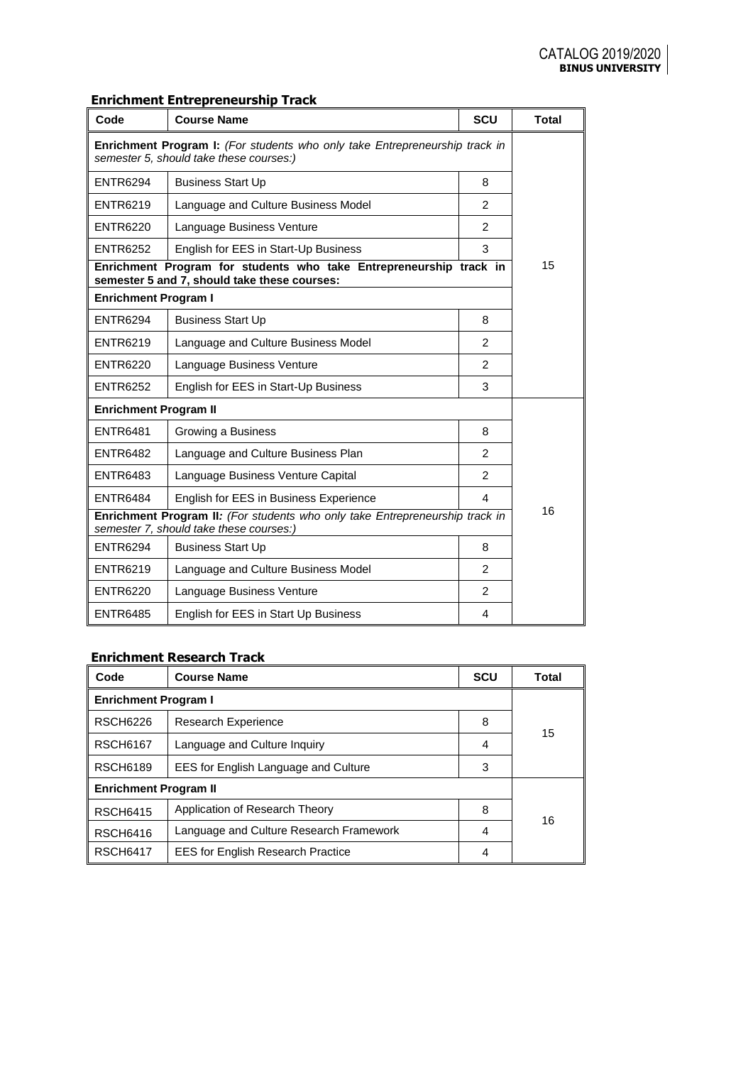## Enrichment Entrepreneurship Track

| Code | Course Name | SCU | Total |
|---|---|---|---|
| **Enrichment Program I:** *(For students who only take Entrepreneurship track in semester 5, should take these courses:)* | | | 15 |
| ENTR6294 | Business Start Up | 8 | |
| ENTR6219 | Language and Culture Business Model | 2 | |
| ENTR6220 | Language Business Venture | 2 | |
| ENTR6252 | English for EES in Start-Up Business | 3 | |
| **Enrichment Program for students who take Entrepreneurship track in semester 5 and 7, should take these courses:** | | | |
| **Enrichment Program I** | | | |
| ENTR6294 | Business Start Up | 8 | |
| ENTR6219 | Language and Culture Business Model | 2 | |
| ENTR6220 | Language Business Venture | 2 | |
| ENTR6252 | English for EES in Start-Up Business | 3 | |
| **Enrichment Program II** | | | 16 |
| ENTR6481 | Growing a Business | 8 | |
| ENTR6482 | Language and Culture Business Plan | 2 | |
| ENTR6483 | Language Business Venture Capital | 2 | |
| ENTR6484 | English for EES in Business Experience | 4 | |
| **Enrichment Program II:** *(For students who only take Entrepreneurship track in semester 7, should take these courses:)* | | | |
| ENTR6294 | Business Start Up | 8 | |
| ENTR6219 | Language and Culture Business Model | 2 | |
| ENTR6220 | Language Business Venture | 2 | |
| ENTR6485 | English for EES in Start Up Business | 4 | |

## Enrichment Research Track

| Code | Course Name | SCU | Total |
|---|---|---|---|
| **Enrichment Program I** | | | 15 |
| RSCH6226 | Research Experience | 8 | |
| RSCH6167 | Language and Culture Inquiry | 4 | |
| RSCH6189 | EES for English Language and Culture | 3 | |
| **Enrichment Program II** | | | 16 |
| RSCH6415 | Application of Research Theory | 8 | |
| RSCH6416 | Language and Culture Research Framework | 4 | |
| RSCH6417 | EES for English Research Practice | 4 | |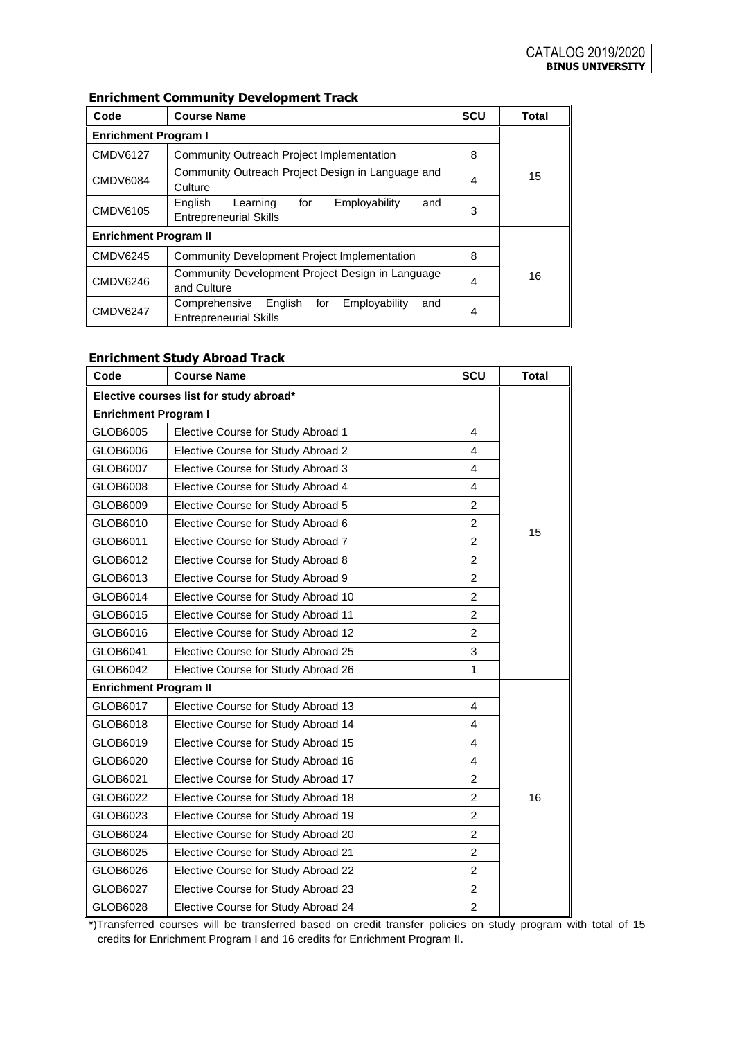### Enrichment Community Development Track

| Code | Course Name | SCU | Total |
|---|---|---|---|
| **Enrichment Program I** | | | 15 |
| CMDV6127 | Community Outreach Project Implementation | 8 | |
| CMDV6084 | Community Outreach Project Design in Language and Culture | 4 | |
| CMDV6105 | English Learning for Employability and Entrepreneurial Skills | 3 | |
| **Enrichment Program II** | | | 16 |
| CMDV6245 | Community Development Project Implementation | 8 | |
| CMDV6246 | Community Development Project Design in Language and Culture | 4 | |
| CMDV6247 | Comprehensive English for Employability and Entrepreneurial Skills | 4 | |

### Enrichment Study Abroad Track

| Code | Course Name | SCU | Total |
|---|---|---|---|
| **Elective courses list for study abroad*** | | | 15 |
| **Enrichment Program I** | | | |
| GLOB6005 | Elective Course for Study Abroad 1 | 4 | |
| GLOB6006 | Elective Course for Study Abroad 2 | 4 | |
| GLOB6007 | Elective Course for Study Abroad 3 | 4 | |
| GLOB6008 | Elective Course for Study Abroad 4 | 4 | |
| GLOB6009 | Elective Course for Study Abroad 5 | 2 | |
| GLOB6010 | Elective Course for Study Abroad 6 | 2 | |
| GLOB6011 | Elective Course for Study Abroad 7 | 2 | |
| GLOB6012 | Elective Course for Study Abroad 8 | 2 | |
| GLOB6013 | Elective Course for Study Abroad 9 | 2 | |
| GLOB6014 | Elective Course for Study Abroad 10 | 2 | |
| GLOB6015 | Elective Course for Study Abroad 11 | 2 | |
| GLOB6016 | Elective Course for Study Abroad 12 | 2 | |
| GLOB6041 | Elective Course for Study Abroad 25 | 3 | |
| GLOB6042 | Elective Course for Study Abroad 26 | 1 | |
| **Enrichment Program II** | | | 16 |
| GLOB6017 | Elective Course for Study Abroad 13 | 4 | |
| GLOB6018 | Elective Course for Study Abroad 14 | 4 | |
| GLOB6019 | Elective Course for Study Abroad 15 | 4 | |
| GLOB6020 | Elective Course for Study Abroad 16 | 4 | |
| GLOB6021 | Elective Course for Study Abroad 17 | 2 | |
| GLOB6022 | Elective Course for Study Abroad 18 | 2 | |
| GLOB6023 | Elective Course for Study Abroad 19 | 2 | |
| GLOB6024 | Elective Course for Study Abroad 20 | 2 | |
| GLOB6025 | Elective Course for Study Abroad 21 | 2 | |
| GLOB6026 | Elective Course for Study Abroad 22 | 2 | |
| GLOB6027 | Elective Course for Study Abroad 23 | 2 | |
| GLOB6028 | Elective Course for Study Abroad 24 | 2 | |

*)Transferred courses will be transferred based on credit transfer policies on study program with total of 15 credits for Enrichment Program I and 16 credits for Enrichment Program II.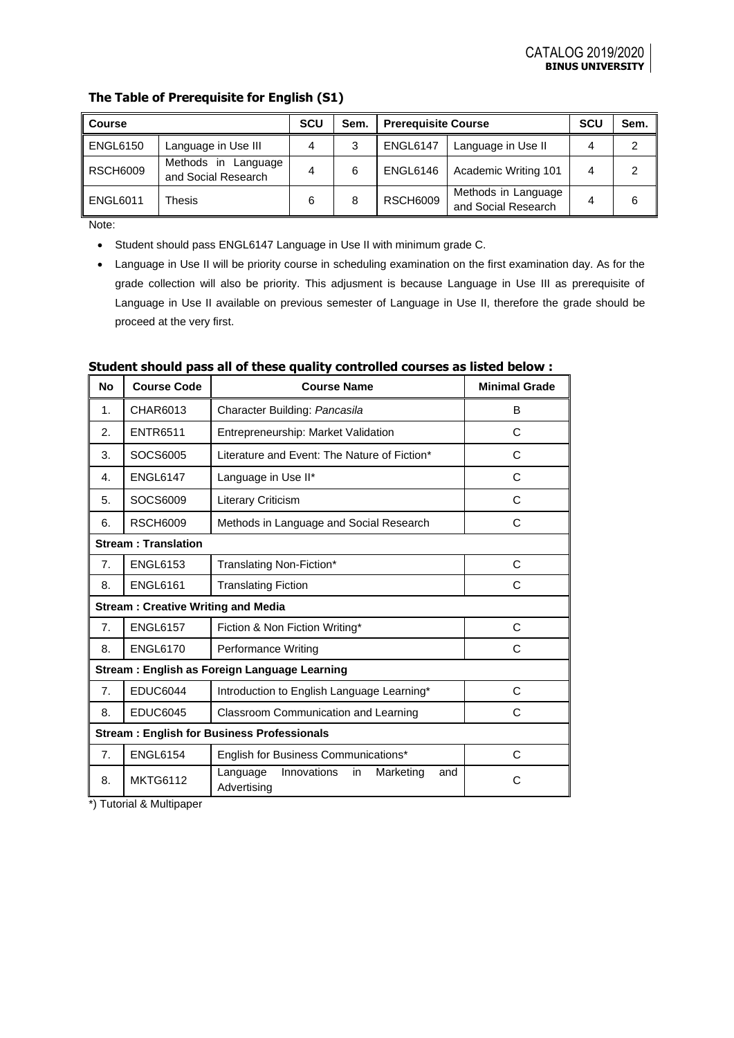### The Table of Prerequisite for English (S1)

| Course | | SCU | Sem. | Prerequisite Course | | SCU | Sem. |
|---|---|---|---|---|---|---|---|
| ENGL6150 | Language in Use III | 4 | 3 | ENGL6147 | Language in Use II | 4 | 2 |
| RSCH6009 | Methods in Language and Social Research | 4 | 6 | ENGL6146 | Academic Writing 101 | 4 | 2 |
| ENGL6011 | Thesis | 6 | 8 | RSCH6009 | Methods in Language and Social Research | 4 | 6 |

Note:

- Student should pass ENGL6147 Language in Use II with minimum grade C.
- Language in Use II will be priority course in scheduling examination on the first examination day. As for the grade collection will also be priority. This adjusment is because Language in Use III as prerequisite of Language in Use II available on previous semester of Language in Use II, therefore the grade should be proceed at the very first.

### Student should pass all of these quality controlled courses as listed below :

| No | Course Code | Course Name | Minimal Grade |
|---|---|---|---|
| 1. | CHAR6013 | Character Building: *Pancasila* | B |
| 2. | ENTR6511 | Entrepreneurship: Market Validation | C |
| 3. | SOCS6005 | Literature and Event: The Nature of Fiction* | C |
| 4. | ENGL6147 | Language in Use II* | C |
| 5. | SOCS6009 | Literary Criticism | C |
| 6. | RSCH6009 | Methods in Language and Social Research | C |
| **Stream : Translation** | | | |
| 7. | ENGL6153 | Translating Non-Fiction* | C |
| 8. | ENGL6161 | Translating Fiction | C |
| **Stream : Creative Writing and Media** | | | |
| 7. | ENGL6157 | Fiction & Non Fiction Writing* | C |
| 8. | ENGL6170 | Performance Writing | C |
| **Stream : English as Foreign Language Learning** | | | |
| 7. | EDUC6044 | Introduction to English Language Learning* | C |
| 8. | EDUC6045 | Classroom Communication and Learning | C |
| **Stream : English for Business Professionals** | | | |
| 7. | ENGL6154 | English for Business Communications* | C |
| 8. | MKTG6112 | Language Innovations in Marketing and Advertising | C |

*) Tutorial & Multipaper